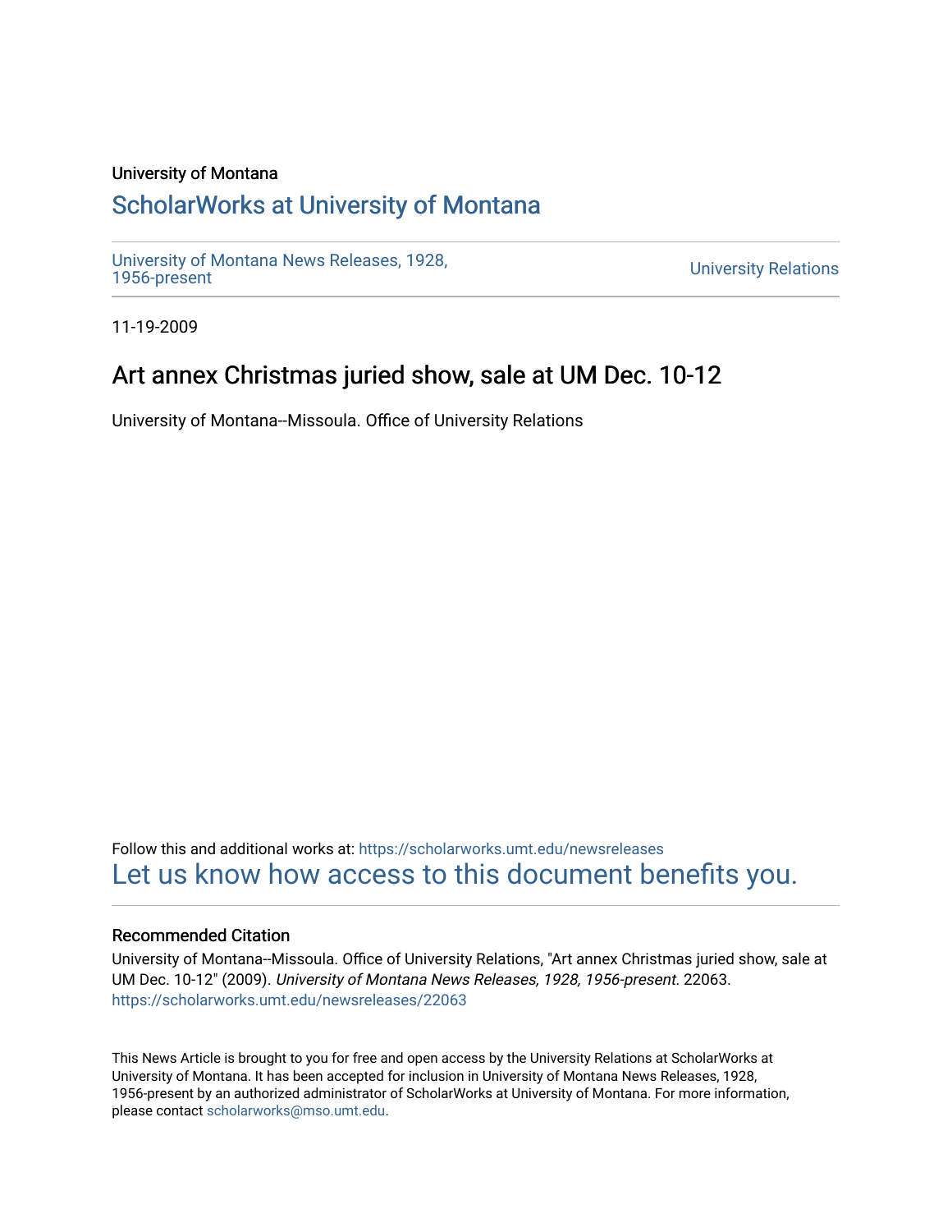University of Montana

## ScholarWorks at University of Montana

University of Montana News Releases, 1928, 1956-present

University Relations

11-19-2009

# Art annex Christmas juried show, sale at UM Dec. 10-12

University of Montana--Missoula. Office of University Relations

Follow this and additional works at: https://scholarworks.umt.edu/newsreleases

Let us know how access to this document benefits you.

### Recommended Citation

University of Montana--Missoula. Office of University Relations, "Art annex Christmas juried show, sale at UM Dec. 10-12" (2009). *University of Montana News Releases, 1928, 1956-present*. 22063.
https://scholarworks.umt.edu/newsreleases/22063

This News Article is brought to you for free and open access by the University Relations at ScholarWorks at University of Montana. It has been accepted for inclusion in University of Montana News Releases, 1928, 1956-present by an authorized administrator of ScholarWorks at University of Montana. For more information, please contact scholarworks@mso.umt.edu.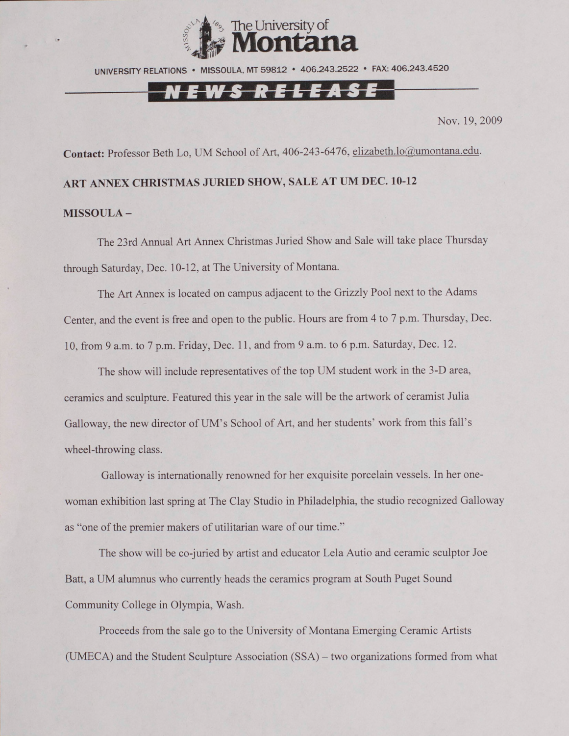The University of **Montana**

UNIVERSITY RELATIONS • MISSOULA, MT 59812 • 406.243.2522 • FAX: 406.243.4520

**NEWS RELEASE**

Nov. 19, 2009

**Contact:** Professor Beth Lo, UM School of Art, 406-243-6476, elizabeth.lo@umontana.edu.

**ART ANNEX CHRISTMAS JURIED SHOW, SALE AT UM DEC. 10-12**

**MISSOULA –**

The 23rd Annual Art Annex Christmas Juried Show and Sale will take place Thursday through Saturday, Dec. 10-12, at The University of Montana.

The Art Annex is located on campus adjacent to the Grizzly Pool next to the Adams Center, and the event is free and open to the public. Hours are from 4 to 7 p.m. Thursday, Dec. 10, from 9 a.m. to 7 p.m. Friday, Dec. 11, and from 9 a.m. to 6 p.m. Saturday, Dec. 12.

The show will include representatives of the top UM student work in the 3-D area, ceramics and sculpture. Featured this year in the sale will be the artwork of ceramist Julia Galloway, the new director of UM's School of Art, and her students' work from this fall's wheel-throwing class.

Galloway is internationally renowned for her exquisite porcelain vessels. In her one-woman exhibition last spring at The Clay Studio in Philadelphia, the studio recognized Galloway as "one of the premier makers of utilitarian ware of our time."

The show will be co-juried by artist and educator Lela Autio and ceramic sculptor Joe Batt, a UM alumnus who currently heads the ceramics program at South Puget Sound Community College in Olympia, Wash.

Proceeds from the sale go to the University of Montana Emerging Ceramic Artists (UMECA) and the Student Sculpture Association (SSA) – two organizations formed from what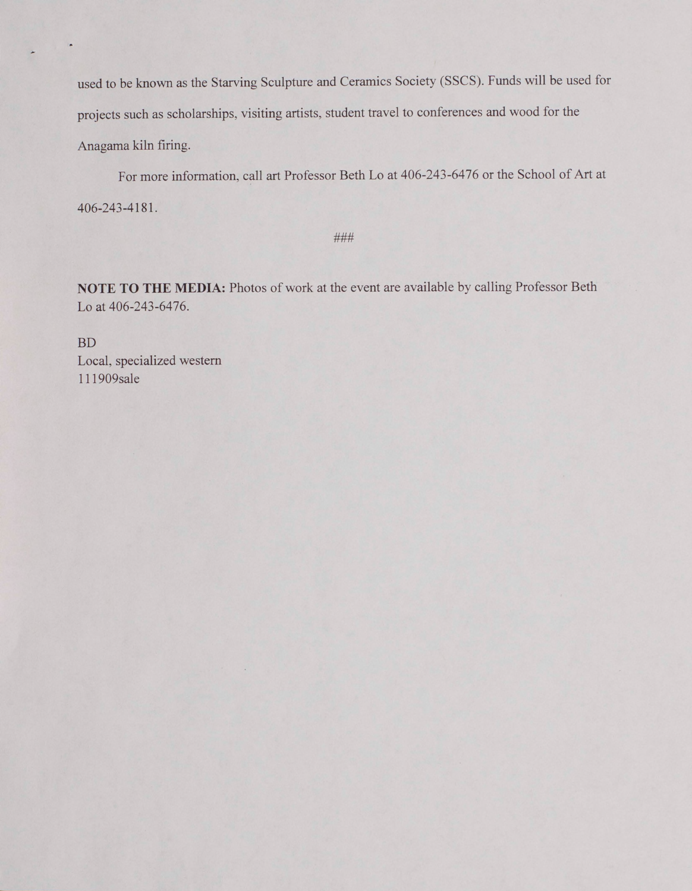used to be known as the Starving Sculpture and Ceramics Society (SSCS). Funds will be used for projects such as scholarships, visiting artists, student travel to conferences and wood for the Anagama kiln firing.

For more information, call art Professor Beth Lo at 406-243-6476 or the School of Art at 406-243-4181.

###

**NOTE TO THE MEDIA:** Photos of work at the event are available by calling Professor Beth Lo at 406-243-6476.

BD
Local, specialized western
111909sale